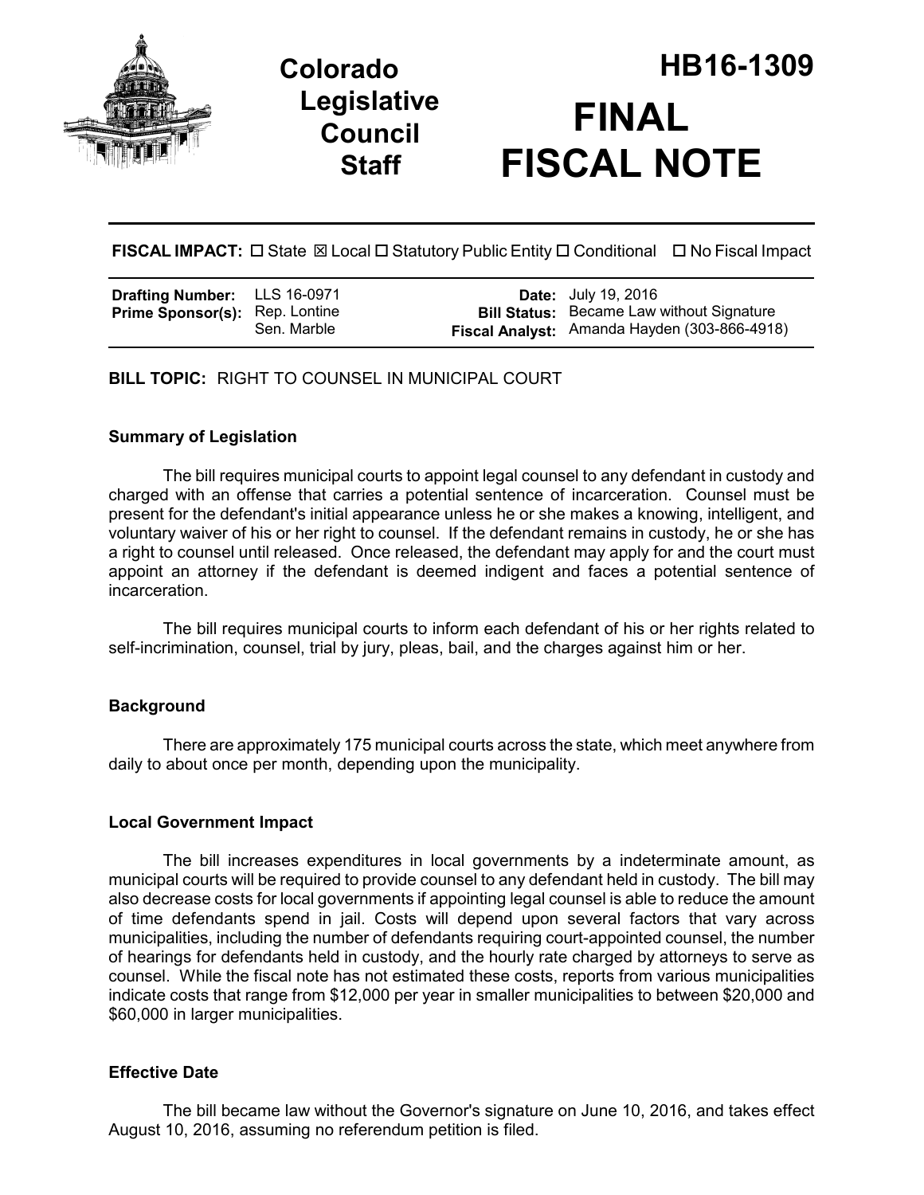# Colorado Legislative Council Staff

# HB16-1309

# FINAL FISCAL NOTE

**FISCAL IMPACT:** ☐ State ☒ Local ☐ Statutory Public Entity ☐ Conditional ☐ No Fiscal Impact

| | | | |
|---|---|---|---|
| **Drafting Number:** | LLS 16-0971 | **Date:** | July 19, 2016 |
| **Prime Sponsor(s):** | Rep. Lontine<br>Sen. Marble | **Bill Status:** | Became Law without Signature |
| | | **Fiscal Analyst:** | Amanda Hayden (303-866-4918) |

**BILL TOPIC:** RIGHT TO COUNSEL IN MUNICIPAL COURT

### Summary of Legislation

The bill requires municipal courts to appoint legal counsel to any defendant in custody and charged with an offense that carries a potential sentence of incarceration. Counsel must be present for the defendant's initial appearance unless he or she makes a knowing, intelligent, and voluntary waiver of his or her right to counsel. If the defendant remains in custody, he or she has a right to counsel until released. Once released, the defendant may apply for and the court must appoint an attorney if the defendant is deemed indigent and faces a potential sentence of incarceration.

The bill requires municipal courts to inform each defendant of his or her rights related to self-incrimination, counsel, trial by jury, pleas, bail, and the charges against him or her.

### Background

There are approximately 175 municipal courts across the state, which meet anywhere from daily to about once per month, depending upon the municipality.

### Local Government Impact

The bill increases expenditures in local governments by a indeterminate amount, as municipal courts will be required to provide counsel to any defendant held in custody. The bill may also decrease costs for local governments if appointing legal counsel is able to reduce the amount of time defendants spend in jail. Costs will depend upon several factors that vary across municipalities, including the number of defendants requiring court-appointed counsel, the number of hearings for defendants held in custody, and the hourly rate charged by attorneys to serve as counsel. While the fiscal note has not estimated these costs, reports from various municipalities indicate costs that range from $12,000 per year in smaller municipalities to between $20,000 and $60,000 in larger municipalities.

### Effective Date

The bill became law without the Governor's signature on June 10, 2016, and takes effect August 10, 2016, assuming no referendum petition is filed.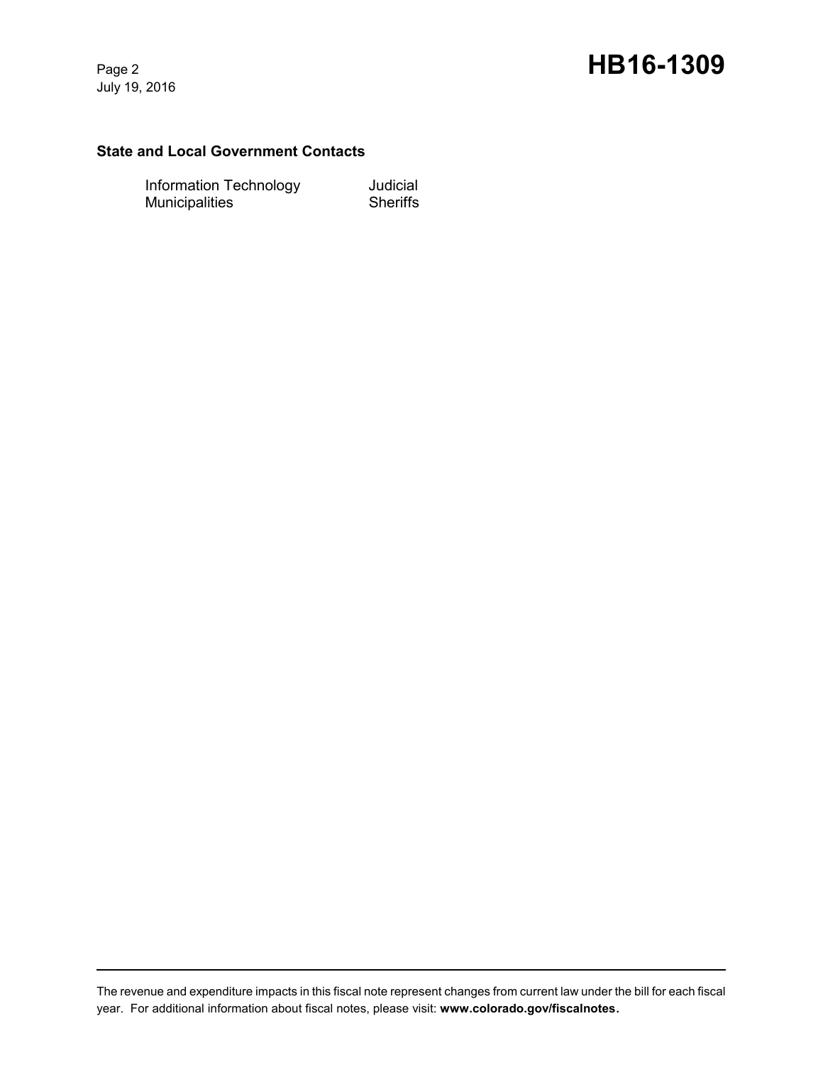### State and Local Government Contacts

| | |
|---|---|
| Information Technology | Judicial |
| Municipalities | Sheriffs |

The revenue and expenditure impacts in this fiscal note represent changes from current law under the bill for each fiscal year. For additional information about fiscal notes, please visit: **www.colorado.gov/fiscalnotes.**